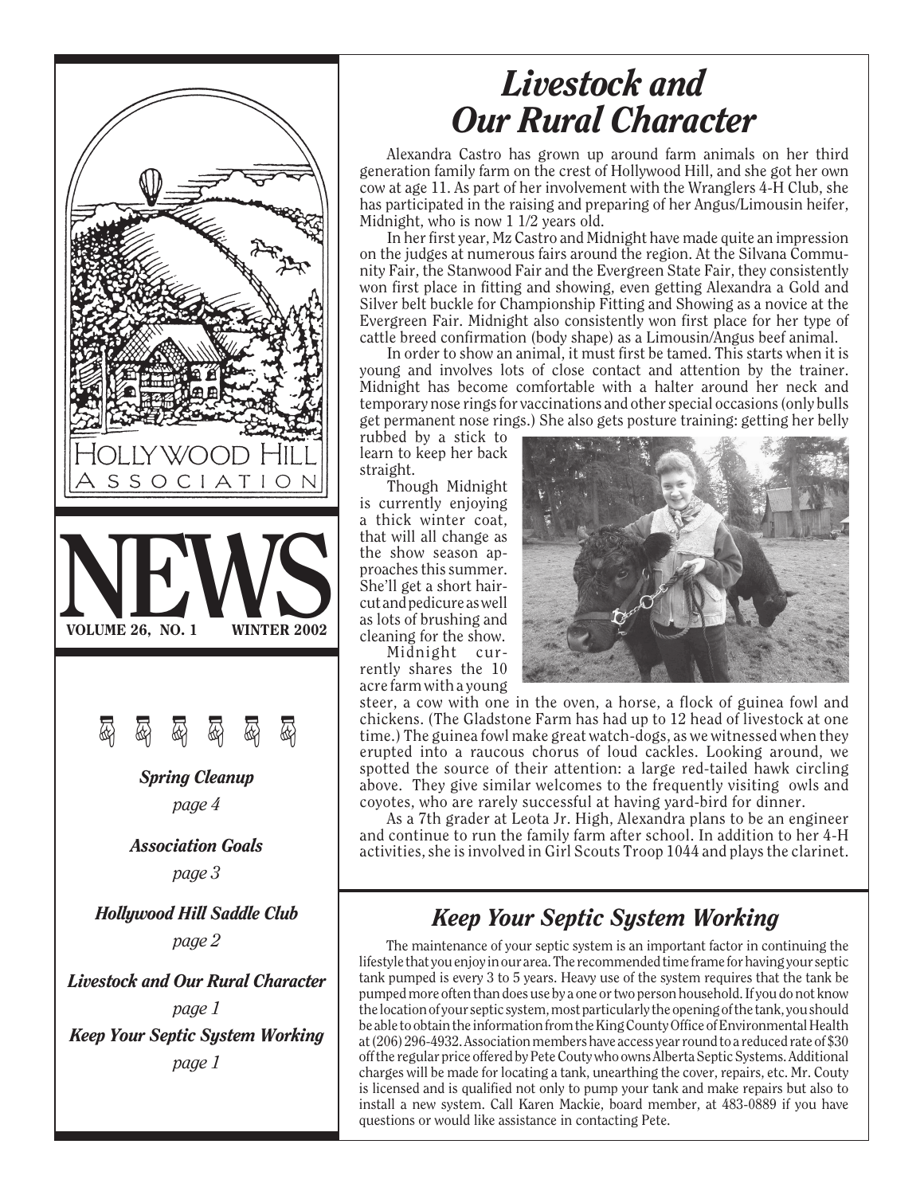# Hollywood Hill Association

# NEWS

**VOLUME 26, NO. 1 — WINTER 2002**

*Spring Cleanup* — *page 4*

*Association Goals* — *page 3*

*Hollywood Hill Saddle Club* — *page 2*

*Livestock and Our Rural Character* — *page 1*

*Keep Your Septic System Working* — *page 1*

# *Livestock and Our Rural Character*

Alexandra Castro has grown up around farm animals on her third generation family farm on the crest of Hollywood Hill, and she got her own cow at age 11. As part of her involvement with the Wranglers 4-H Club, she has participated in the raising and preparing of her Angus/Limousin heifer, Midnight, who is now 1 1/2 years old.

In her first year, Mz Castro and Midnight have made quite an impression on the judges at numerous fairs around the region. At the Silvana Community Fair, the Stanwood Fair and the Evergreen State Fair, they consistently won first place in fitting and showing, even getting Alexandra a Gold and Silver belt buckle for Championship Fitting and Showing as a novice at the Evergreen Fair. Midnight also consistently won first place for her type of cattle breed confirmation (body shape) as a Limousin/Angus beef animal.

In order to show an animal, it must first be tamed. This starts when it is young and involves lots of close contact and attention by the trainer. Midnight has become comfortable with a halter around her neck and temporary nose rings for vaccinations and other special occasions (only bulls get permanent nose rings.) She also gets posture training: getting her belly rubbed by a stick to learn to keep her back straight.

Though Midnight is currently enjoying a thick winter coat, that will all change as the show season approaches this summer. She'll get a short haircut and pedicure as well as lots of brushing and cleaning for the show.

Midnight currently shares the 10 acre farm with a young steer, a cow with one in the oven, a horse, a flock of guinea fowl and chickens. (The Gladstone Farm has had up to 12 head of livestock at one time.) The guinea fowl make great watch-dogs, as we witnessed when they erupted into a raucous chorus of loud cackles. Looking around, we spotted the source of their attention: a large red-tailed hawk circling above. They give similar welcomes to the frequently visiting owls and coyotes, who are rarely successful at having yard-bird for dinner.

As a 7th grader at Leota Jr. High, Alexandra plans to be an engineer and continue to run the family farm after school. In addition to her 4-H activities, she is involved in Girl Scouts Troop 1044 and plays the clarinet.

## *Keep Your Septic System Working*

The maintenance of your septic system is an important factor in continuing the lifestyle that you enjoy in our area. The recommended time frame for having your septic tank pumped is every 3 to 5 years. Heavy use of the system requires that the tank be pumped more often than does use by a one or two person household. If you do not know the location of your septic system, most particularly the opening of the tank, you should be able to obtain the information from the King County Office of Environmental Health at (206) 296-4932. Association members have access year round to a reduced rate of $30 off the regular price offered by Pete Couty who owns Alberta Septic Systems. Additional charges will be made for locating a tank, unearthing the cover, repairs, etc. Mr. Couty is licensed and is qualified not only to pump your tank and make repairs but also to install a new system. Call Karen Mackie, board member, at 483-0889 if you have questions or would like assistance in contacting Pete.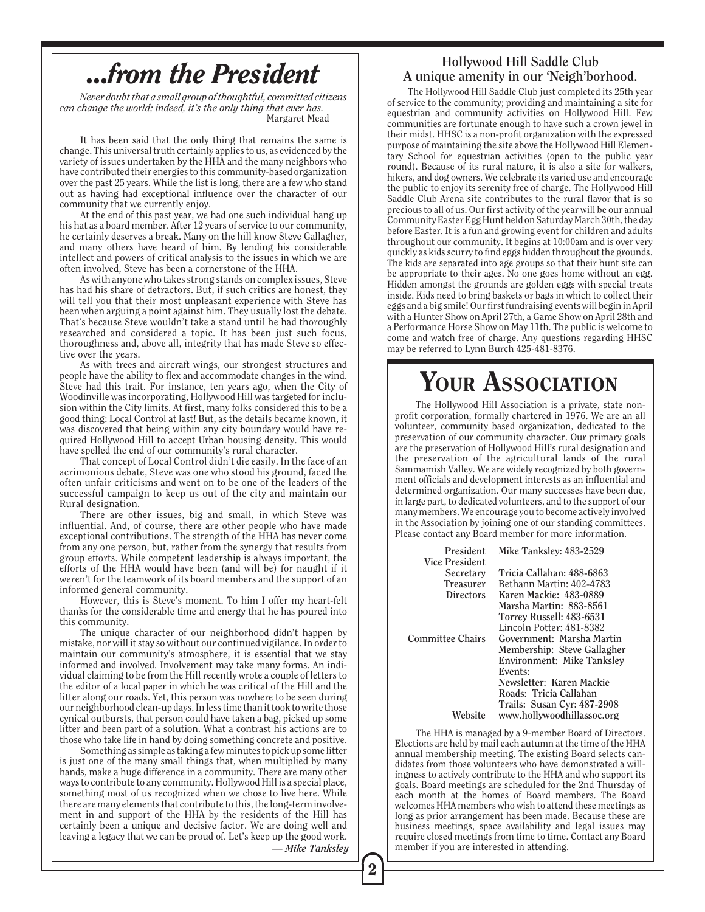# ...from the President

*Never doubt that a small group of thoughtful, committed citizens can change the world; indeed, it's the only thing that ever has.*
Margaret Mead

It has been said that the only thing that remains the same is change. This universal truth certainly applies to us, as evidenced by the variety of issues undertaken by the HHA and the many neighbors who have contributed their energies to this community-based organization over the past 25 years. While the list is long, there are a few who stand out as having had exceptional influence over the character of our community that we currently enjoy.

At the end of this past year, we had one such individual hang up his hat as a board member. After 12 years of service to our community, he certainly deserves a break. Many on the hill know Steve Gallagher, and many others have heard of him. By lending his considerable intellect and powers of critical analysis to the issues in which we are often involved, Steve has been a cornerstone of the HHA.

As with anyone who takes strong stands on complex issues, Steve has had his share of detractors. But, if such critics are honest, they will tell you that their most unpleasant experience with Steve has been when arguing a point against him. They usually lost the debate. That's because Steve wouldn't take a stand until he had thoroughly researched and considered a topic. It has been just such focus, thoroughness and, above all, integrity that has made Steve so effective over the years.

As with trees and aircraft wings, our strongest structures and people have the ability to flex and accommodate changes in the wind. Steve had this trait. For instance, ten years ago, when the City of Woodinville was incorporating, Hollywood Hill was targeted for inclusion within the City limits. At first, many folks considered this to be a good thing: Local Control at last! But, as the details became known, it was discovered that being within any city boundary would have required Hollywood Hill to accept Urban housing density. This would have spelled the end of our community's rural character.

That concept of Local Control didn't die easily. In the face of an acrimonious debate, Steve was one who stood his ground, faced the often unfair criticisms and went on to be one of the leaders of the successful campaign to keep us out of the city and maintain our Rural designation.

There are other issues, big and small, in which Steve was influential. And, of course, there are other people who have made exceptional contributions. The strength of the HHA has never come from any one person, but, rather from the synergy that results from group efforts. While competent leadership is always important, the efforts of the HHA would have been (and will be) for naught if it weren't for the teamwork of its board members and the support of an informed general community.

However, this is Steve's moment. To him I offer my heart-felt thanks for the considerable time and energy that he has poured into this community.

The unique character of our neighborhood didn't happen by mistake, nor will it stay so without our continued vigilance. In order to maintain our community's atmosphere, it is essential that we stay informed and involved. Involvement may take many forms. An individual claiming to be from the Hill recently wrote a couple of letters to the editor of a local paper in which he was critical of the Hill and the litter along our roads. Yet, this person was nowhere to be seen during our neighborhood clean-up days. In less time than it took to write those cynical outbursts, that person could have taken a bag, picked up some litter and been part of a solution. What a contrast his actions are to those who take life in hand by doing something concrete and positive.

Something as simple as taking a few minutes to pick up some litter is just one of the many small things that, when multiplied by many hands, make a huge difference in a community. There are many other ways to contribute to any community. Hollywood Hill is a special place, something most of us recognized when we chose to live here. While there are many elements that contribute to this, the long-term involvement in and support of the HHA by the residents of the Hill has certainly been a unique and decisive factor. We are doing well and leaving a legacy that we can be proud of. Let's keep up the good work.

*— Mike Tanksley*

## Hollywood Hill Saddle Club
## A unique amenity in our 'Neigh'borhood.

The Hollywood Hill Saddle Club just completed its 25th year of service to the community; providing and maintaining a site for equestrian and community activities on Hollywood Hill. Few communities are fortunate enough to have such a crown jewel in their midst. HHSC is a non-profit organization with the expressed purpose of maintaining the site above the Hollywood Hill Elementary School for equestrian activities (open to the public year round). Because of its rural nature, it is also a site for walkers, hikers, and dog owners. We celebrate its varied use and encourage the public to enjoy its serenity free of charge. The Hollywood Hill Saddle Club Arena site contributes to the rural flavor that is so precious to all of us. Our first activity of the year will be our annual Community Easter Egg Hunt held on Saturday March 30th, the day before Easter. It is a fun and growing event for children and adults throughout our community. It begins at 10:00am and is over very quickly as kids scurry to find eggs hidden throughout the grounds. The kids are separated into age groups so that their hunt site can be appropriate to their ages. No one goes home without an egg. Hidden amongst the grounds are golden eggs with special treats inside. Kids need to bring baskets or bags in which to collect their eggs and a big smile! Our first fundraising events will begin in April with a Hunter Show on April 27th, a Game Show on April 28th and a Performance Horse Show on May 11th. The public is welcome to come and watch free of charge. Any questions regarding HHSC may be referred to Lynn Burch 425-481-8376.

# Your Association

The Hollywood Hill Association is a private, state nonprofit corporation, formally chartered in 1976. We are an all volunteer, community based organization, dedicated to the preservation of our community character. Our primary goals are the preservation of Hollywood Hill's rural designation and the preservation of the agricultural lands of the rural Sammamish Valley. We are widely recognized by both government officials and development interests as an influential and determined organization. Our many successes have been due, in large part, to dedicated volunteers, and to the support of our many members. We encourage you to become actively involved in the Association by joining one of our standing committees. Please contact any Board member for more information.

| | |
|---|---|
| President | Mike Tanksley: 483-2529 |
| Vice President | |
| Secretary | Tricia Callahan: 488-6863 |
| Treasurer | Bethann Martin: 402-4783 |
| Directors | Karen Mackie: 483-0889 |
| | Marsha Martin: 883-8561 |
| | Torrey Russell: 483-6531 |
| | Lincoln Potter: 481-8382 |
| Committee Chairs | Government: Marsha Martin |
| | Membership: Steve Gallagher |
| | Environment: Mike Tanksley |
| | Events: |
| | Newsletter: Karen Mackie |
| | Roads: Tricia Callahan |
| | Trails: Susan Cyr: 487-2908 |
| Website | www.hollywoodhillassoc.org |

The HHA is managed by a 9-member Board of Directors. Elections are held by mail each autumn at the time of the HHA annual membership meeting. The existing Board selects candidates from those volunteers who have demonstrated a willingness to actively contribute to the HHA and who support its goals. Board meetings are scheduled for the 2nd Thursday of each month at the homes of Board members. The Board welcomes HHA members who wish to attend these meetings as long as prior arrangement has been made. Because these are business meetings, space availability and legal issues may require closed meetings from time to time. Contact any Board member if you are interested in attending.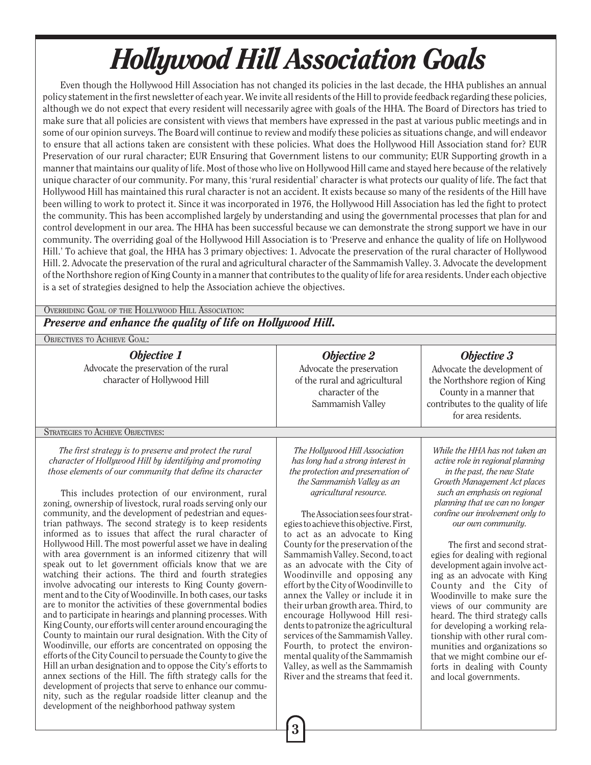# Hollywood Hill Association Goals

Even though the Hollywood Hill Association has not changed its policies in the last decade, the HHA publishes an annual policy statement in the first newsletter of each year. We invite all residents of the Hill to provide feedback regarding these policies, although we do not expect that every resident will necessarily agree with goals of the HHA. The Board of Directors has tried to make sure that all policies are consistent with views that members have expressed in the past at various public meetings and in some of our opinion surveys. The Board will continue to review and modify these policies as situations change, and will endeavor to ensure that all actions taken are consistent with these policies. What does the Hollywood Hill Association stand for? EUR Preservation of our rural character; EUR Ensuring that Government listens to our community; EUR Supporting growth in a manner that maintains our quality of life. Most of those who live on Hollywood Hill came and stayed here because of the relatively unique character of our community. For many, this 'rural residential' character is what protects our quality of life. The fact that Hollywood Hill has maintained this rural character is not an accident. It exists because so many of the residents of the Hill have been willing to work to protect it. Since it was incorporated in 1976, the Hollywood Hill Association has led the fight to protect the community. This has been accomplished largely by understanding and using the governmental processes that plan for and control development in our area. The HHA has been successful because we can demonstrate the strong support we have in our community. The overriding goal of the Hollywood Hill Association is to 'Preserve and enhance the quality of life on Hollywood Hill.' To achieve that goal, the HHA has 3 primary objectives: 1. Advocate the preservation of the rural character of Hollywood Hill. 2. Advocate the preservation of the rural and agricultural character of the Sammamish Valley. 3. Advocate the development of the Northshore region of King County in a manner that contributes to the quality of life for area residents. Under each objective is a set of strategies designed to help the Association achieve the objectives.

Overriding Goal of the Hollywood Hill Association:

***Preserve and enhance the quality of life on Hollywood Hill.***

Objectives to Achieve Goal:

### *Objective 1*

Advocate the preservation of the rural character of Hollywood Hill

### *Objective 2*

Advocate the preservation of the rural and agricultural character of the Sammamish Valley

### *Objective 3*

Advocate the development of the Northshore region of King County in a manner that contributes to the quality of life for area residents.

Strategies to Achieve Objectives:

#### Objective 1

*The first strategy is to preserve and protect the rural character of Hollywood Hill by identifying and promoting those elements of our community that define its character*

This includes protection of our environment, rural zoning, ownership of livestock, rural roads serving only our community, and the development of pedestrian and equestrian pathways. The second strategy is to keep residents informed as to issues that affect the rural character of Hollywood Hill. The most powerful asset we have in dealing with area government is an informed citizenry that will speak out to let government officials know that we are watching their actions. The third and fourth strategies involve advocating our interests to King County government and to the City of Woodinville. In both cases, our tasks are to monitor the activities of these governmental bodies and to participate in hearings and planning processes. With King County, our efforts will center around encouraging the County to maintain our rural designation. With the City of Woodinville, our efforts are concentrated on opposing the efforts of the City Council to persuade the County to give the Hill an urban designation and to oppose the City's efforts to annex sections of the Hill. The fifth strategy calls for the development of projects that serve to enhance our community, such as the regular roadside litter cleanup and the development of the neighborhood pathway system

#### Objective 2

*The Hollywood Hill Association has long had a strong interest in the protection and preservation of the Sammamish Valley as an agricultural resource.*

The Association sees four strategies to achieve this objective. First, to act as an advocate to King County for the preservation of the Sammamish Valley. Second, to act as an advocate with the City of Woodinville and opposing any effort by the City of Woodinville to annex the Valley or include it in their urban growth area. Third, to encourage Hollywood Hill residents to patronize the agricultural services of the Sammamish Valley. Fourth, to protect the environmental quality of the Sammamish Valley, as well as the Sammamish River and the streams that feed it.

#### Objective 3

*While the HHA has not taken an active role in regional planning in the past, the new State Growth Management Act places such an emphasis on regional planning that we can no longer confine our involvement only to our own community.*

The first and second strategies for dealing with regional development again involve acting as an advocate with King County and the City of Woodinville to make sure the views of our community are heard. The third strategy calls for developing a working relationship with other rural communities and organizations so that we might combine our efforts in dealing with County and local governments.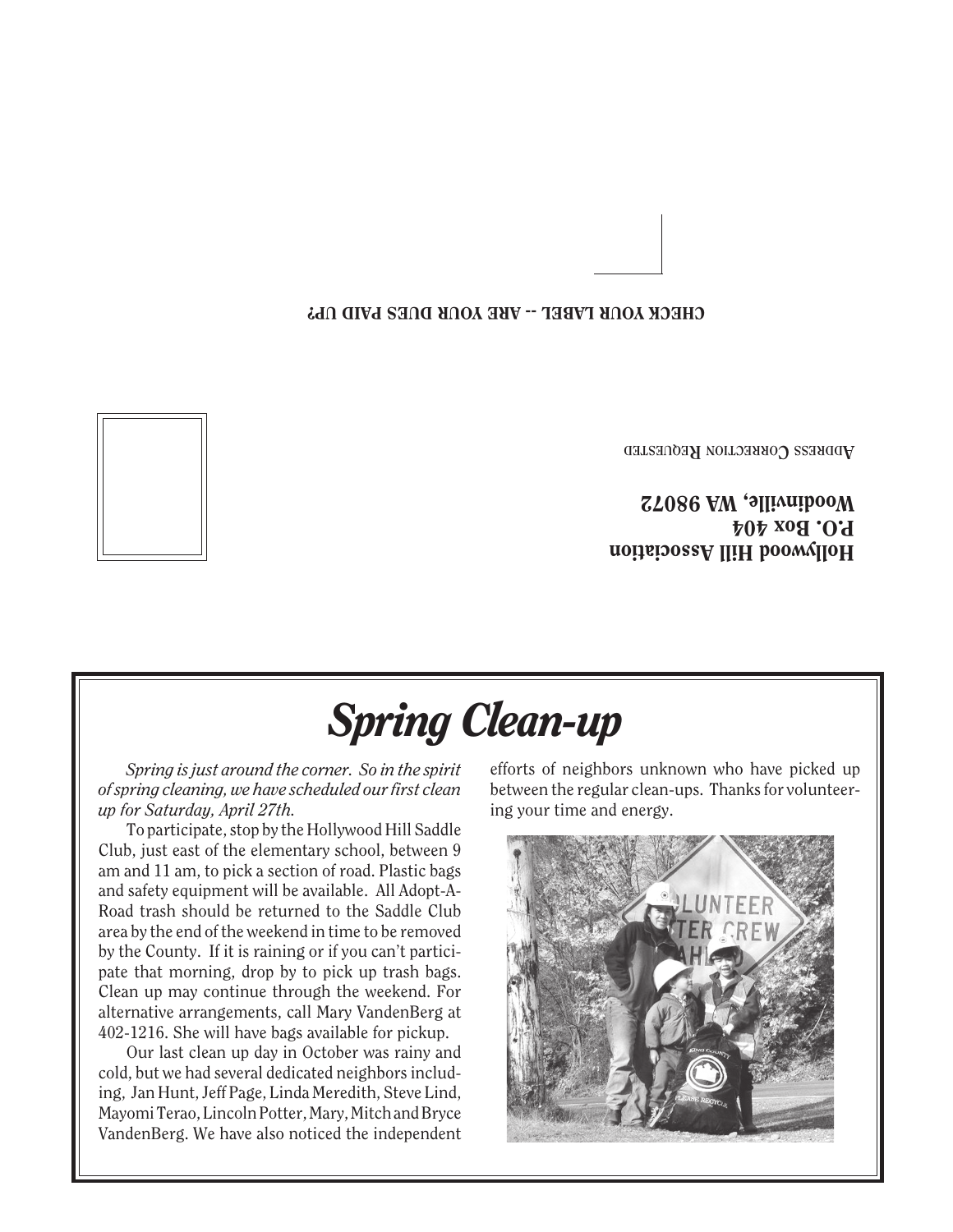CHECK YOUR LABEL -- ARE YOUR DUES PAID UP?

Hollywood Hill Association
P.O. Box 404
Woodinville, WA 98072

Address Correction Requested

# Spring Clean-up

*Spring is just around the corner. So in the spirit of spring cleaning, we have scheduled our first clean up for Saturday, April 27th.*

To participate, stop by the Hollywood Hill Saddle Club, just east of the elementary school, between 9 am and 11 am, to pick a section of road. Plastic bags and safety equipment will be available. All Adopt-A-Road trash should be returned to the Saddle Club area by the end of the weekend in time to be removed by the County. If it is raining or if you can't participate that morning, drop by to pick up trash bags. Clean up may continue through the weekend. For alternative arrangements, call Mary VandenBerg at 402-1216. She will have bags available for pickup.

Our last clean up day in October was rainy and cold, but we had several dedicated neighbors including, Jan Hunt, Jeff Page, Linda Meredith, Steve Lind, Mayomi Terao, Lincoln Potter, Mary, Mitch and Bryce VandenBerg. We have also noticed the independent efforts of neighbors unknown who have picked up between the regular clean-ups. Thanks for volunteering your time and energy.